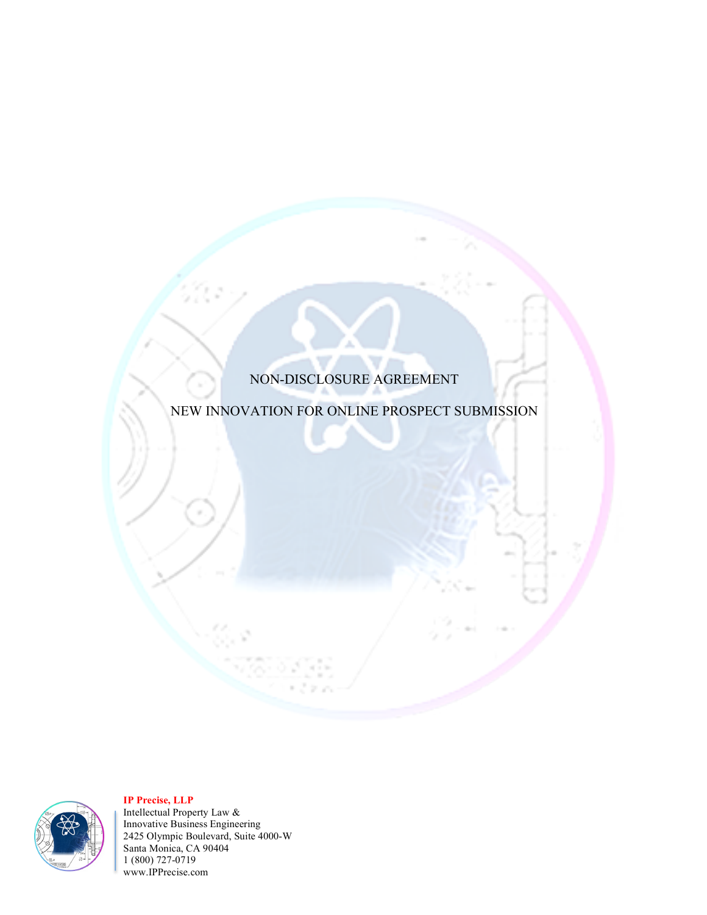# NON-DISCLOSURE AGREEMENT

## NEW INNOVATION FOR ONLINE PROSPECT SUBMISSION

**IP Precise, LLP**
Intellectual Property Law &
Innovative Business Engineering
2425 Olympic Boulevard, Suite 4000-W
Santa Monica, CA 90404
1 (800) 727-0719
www.IPPrecise.com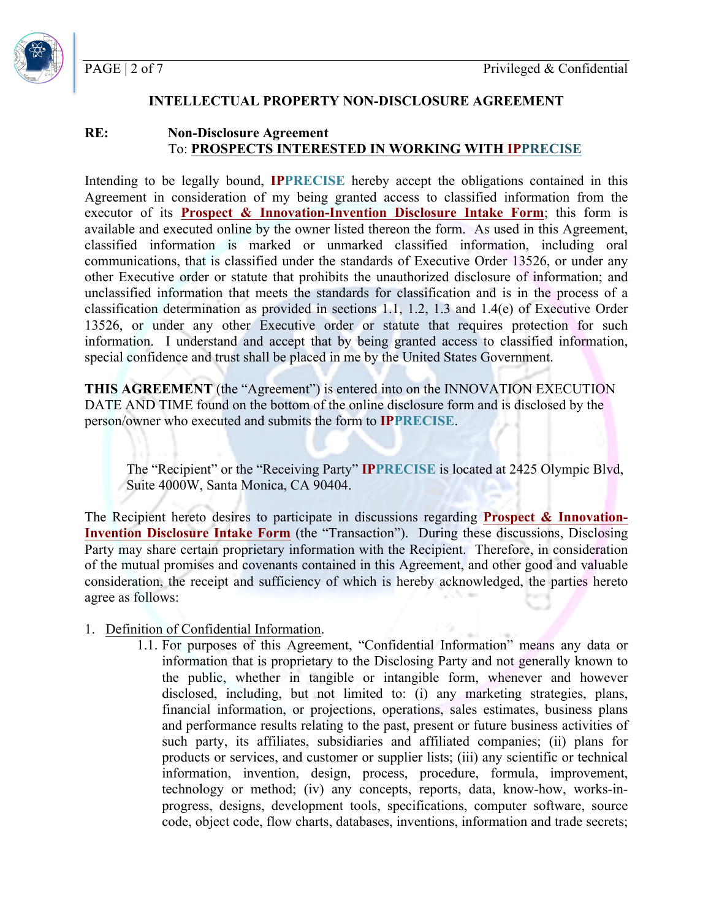## INTELLECTUAL PROPERTY NON-DISCLOSURE AGREEMENT

**RE:** **Non-Disclosure Agreement**
To: **PROSPECTS INTERESTED IN WORKING WITH IPPRECISE**

Intending to be legally bound, **IPPRECISE** hereby accept the obligations contained in this Agreement in consideration of my being granted access to classified information from the executor of its **Prospect & Innovation-Invention Disclosure Intake Form**; this form is available and executed online by the owner listed thereon the form. As used in this Agreement, classified information is marked or unmarked classified information, including oral communications, that is classified under the standards of Executive Order 13526, or under any other Executive order or statute that prohibits the unauthorized disclosure of information; and unclassified information that meets the standards for classification and is in the process of a classification determination as provided in sections 1.1, 1.2, 1.3 and 1.4(e) of Executive Order 13526, or under any other Executive order or statute that requires protection for such information. I understand and accept that by being granted access to classified information, special confidence and trust shall be placed in me by the United States Government.

**THIS AGREEMENT** (the "Agreement") is entered into on the INNOVATION EXECUTION DATE AND TIME found on the bottom of the online disclosure form and is disclosed by the person/owner who executed and submits the form to **IPPRECISE**.

> The "Recipient" or the "Receiving Party" **IPPRECISE** is located at 2425 Olympic Blvd, Suite 4000W, Santa Monica, CA 90404.

The Recipient hereto desires to participate in discussions regarding **Prospect & Innovation-Invention Disclosure Intake Form** (the "Transaction"). During these discussions, Disclosing Party may share certain proprietary information with the Recipient. Therefore, in consideration of the mutual promises and covenants contained in this Agreement, and other good and valuable consideration, the receipt and sufficiency of which is hereby acknowledged, the parties hereto agree as follows:

1. Definition of Confidential Information.
   - 1.1. For purposes of this Agreement, "Confidential Information" means any data or information that is proprietary to the Disclosing Party and not generally known to the public, whether in tangible or intangible form, whenever and however disclosed, including, but not limited to: (i) any marketing strategies, plans, financial information, or projections, operations, sales estimates, business plans and performance results relating to the past, present or future business activities of such party, its affiliates, subsidiaries and affiliated companies; (ii) plans for products or services, and customer or supplier lists; (iii) any scientific or technical information, invention, design, process, procedure, formula, improvement, technology or method; (iv) any concepts, reports, data, know-how, works-in-progress, designs, development tools, specifications, computer software, source code, object code, flow charts, databases, inventions, information and trade secrets;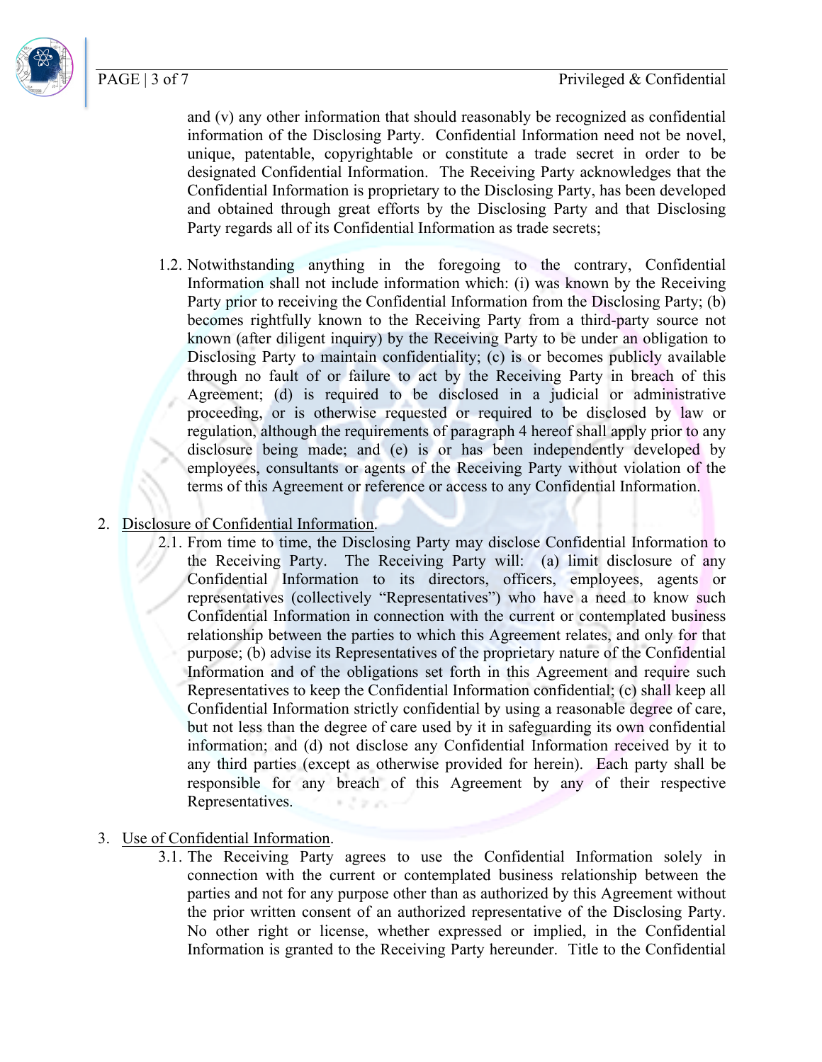and (v) any other information that should reasonably be recognized as confidential information of the Disclosing Party. Confidential Information need not be novel, unique, patentable, copyrightable or constitute a trade secret in order to be designated Confidential Information. The Receiving Party acknowledges that the Confidential Information is proprietary to the Disclosing Party, has been developed and obtained through great efforts by the Disclosing Party and that Disclosing Party regards all of its Confidential Information as trade secrets;

1.2. Notwithstanding anything in the foregoing to the contrary, Confidential Information shall not include information which: (i) was known by the Receiving Party prior to receiving the Confidential Information from the Disclosing Party; (b) becomes rightfully known to the Receiving Party from a third-party source not known (after diligent inquiry) by the Receiving Party to be under an obligation to Disclosing Party to maintain confidentiality; (c) is or becomes publicly available through no fault of or failure to act by the Receiving Party in breach of this Agreement; (d) is required to be disclosed in a judicial or administrative proceeding, or is otherwise requested or required to be disclosed by law or regulation, although the requirements of paragraph 4 hereof shall apply prior to any disclosure being made; and (e) is or has been independently developed by employees, consultants or agents of the Receiving Party without violation of the terms of this Agreement or reference or access to any Confidential Information.

2. <u>Disclosure of Confidential Information</u>.

2.1. From time to time, the Disclosing Party may disclose Confidential Information to the Receiving Party. The Receiving Party will: (a) limit disclosure of any Confidential Information to its directors, officers, employees, agents or representatives (collectively "Representatives") who have a need to know such Confidential Information in connection with the current or contemplated business relationship between the parties to which this Agreement relates, and only for that purpose; (b) advise its Representatives of the proprietary nature of the Confidential Information and of the obligations set forth in this Agreement and require such Representatives to keep the Confidential Information confidential; (c) shall keep all Confidential Information strictly confidential by using a reasonable degree of care, but not less than the degree of care used by it in safeguarding its own confidential information; and (d) not disclose any Confidential Information received by it to any third parties (except as otherwise provided for herein). Each party shall be responsible for any breach of this Agreement by any of their respective Representatives.

3. <u>Use of Confidential Information</u>.

3.1. The Receiving Party agrees to use the Confidential Information solely in connection with the current or contemplated business relationship between the parties and not for any purpose other than as authorized by this Agreement without the prior written consent of an authorized representative of the Disclosing Party. No other right or license, whether expressed or implied, in the Confidential Information is granted to the Receiving Party hereunder. Title to the Confidential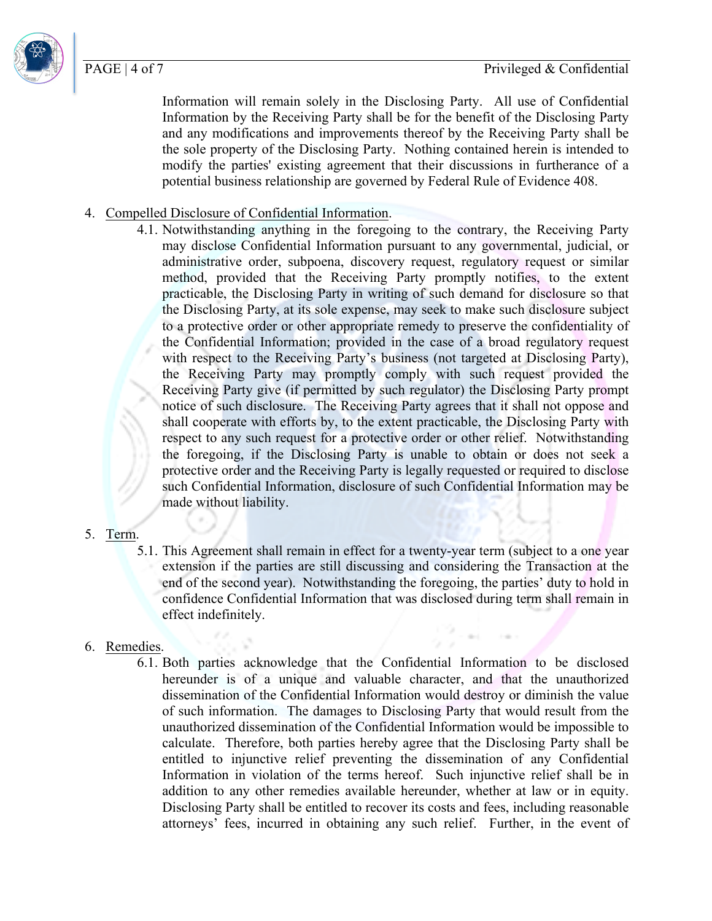Information will remain solely in the Disclosing Party. All use of Confidential Information by the Receiving Party shall be for the benefit of the Disclosing Party and any modifications and improvements thereof by the Receiving Party shall be the sole property of the Disclosing Party. Nothing contained herein is intended to modify the parties' existing agreement that their discussions in furtherance of a potential business relationship are governed by Federal Rule of Evidence 408.

4. <u>Compelled Disclosure of Confidential Information</u>.

    4.1. Notwithstanding anything in the foregoing to the contrary, the Receiving Party may disclose Confidential Information pursuant to any governmental, judicial, or administrative order, subpoena, discovery request, regulatory request or similar method, provided that the Receiving Party promptly notifies, to the extent practicable, the Disclosing Party in writing of such demand for disclosure so that the Disclosing Party, at its sole expense, may seek to make such disclosure subject to a protective order or other appropriate remedy to preserve the confidentiality of the Confidential Information; provided in the case of a broad regulatory request with respect to the Receiving Party's business (not targeted at Disclosing Party), the Receiving Party may promptly comply with such request provided the Receiving Party give (if permitted by such regulator) the Disclosing Party prompt notice of such disclosure. The Receiving Party agrees that it shall not oppose and shall cooperate with efforts by, to the extent practicable, the Disclosing Party with respect to any such request for a protective order or other relief. Notwithstanding the foregoing, if the Disclosing Party is unable to obtain or does not seek a protective order and the Receiving Party is legally requested or required to disclose such Confidential Information, disclosure of such Confidential Information may be made without liability.

5. <u>Term</u>.

    5.1. This Agreement shall remain in effect for a twenty-year term (subject to a one year extension if the parties are still discussing and considering the Transaction at the end of the second year). Notwithstanding the foregoing, the parties' duty to hold in confidence Confidential Information that was disclosed during term shall remain in effect indefinitely.

6. <u>Remedies</u>.

    6.1. Both parties acknowledge that the Confidential Information to be disclosed hereunder is of a unique and valuable character, and that the unauthorized dissemination of the Confidential Information would destroy or diminish the value of such information. The damages to Disclosing Party that would result from the unauthorized dissemination of the Confidential Information would be impossible to calculate. Therefore, both parties hereby agree that the Disclosing Party shall be entitled to injunctive relief preventing the dissemination of any Confidential Information in violation of the terms hereof. Such injunctive relief shall be in addition to any other remedies available hereunder, whether at law or in equity. Disclosing Party shall be entitled to recover its costs and fees, including reasonable attorneys' fees, incurred in obtaining any such relief. Further, in the event of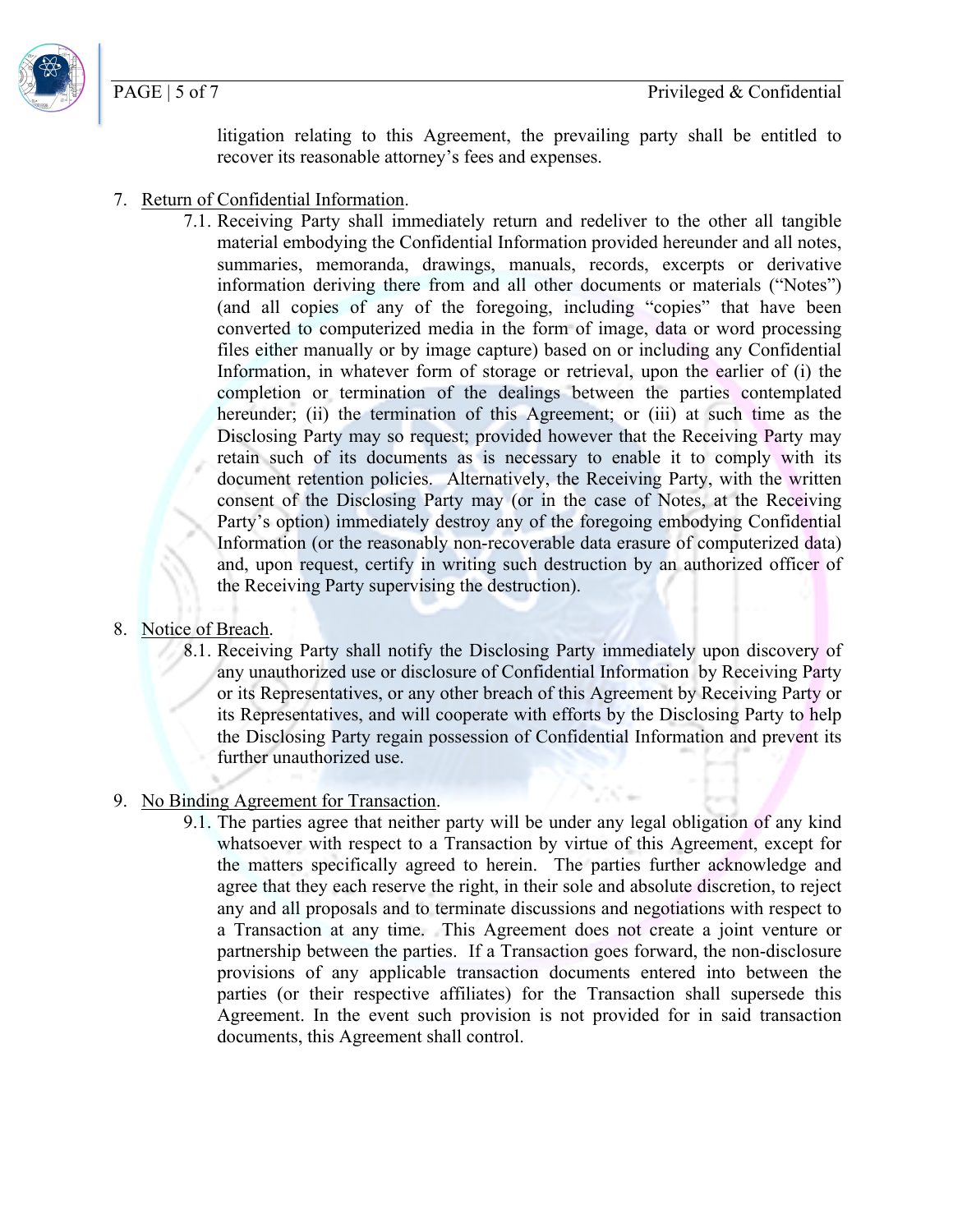litigation relating to this Agreement, the prevailing party shall be entitled to recover its reasonable attorney's fees and expenses.

7. <u>Return of Confidential Information</u>.

   7.1. Receiving Party shall immediately return and redeliver to the other all tangible material embodying the Confidential Information provided hereunder and all notes, summaries, memoranda, drawings, manuals, records, excerpts or derivative information deriving there from and all other documents or materials ("Notes") (and all copies of any of the foregoing, including "copies" that have been converted to computerized media in the form of image, data or word processing files either manually or by image capture) based on or including any Confidential Information, in whatever form of storage or retrieval, upon the earlier of (i) the completion or termination of the dealings between the parties contemplated hereunder; (ii) the termination of this Agreement; or (iii) at such time as the Disclosing Party may so request; provided however that the Receiving Party may retain such of its documents as is necessary to enable it to comply with its document retention policies. Alternatively, the Receiving Party, with the written consent of the Disclosing Party may (or in the case of Notes, at the Receiving Party's option) immediately destroy any of the foregoing embodying Confidential Information (or the reasonably non-recoverable data erasure of computerized data) and, upon request, certify in writing such destruction by an authorized officer of the Receiving Party supervising the destruction).

8. <u>Notice of Breach</u>.

   8.1. Receiving Party shall notify the Disclosing Party immediately upon discovery of any unauthorized use or disclosure of Confidential Information by Receiving Party or its Representatives, or any other breach of this Agreement by Receiving Party or its Representatives, and will cooperate with efforts by the Disclosing Party to help the Disclosing Party regain possession of Confidential Information and prevent its further unauthorized use.

9. <u>No Binding Agreement for Transaction</u>.

   9.1. The parties agree that neither party will be under any legal obligation of any kind whatsoever with respect to a Transaction by virtue of this Agreement, except for the matters specifically agreed to herein. The parties further acknowledge and agree that they each reserve the right, in their sole and absolute discretion, to reject any and all proposals and to terminate discussions and negotiations with respect to a Transaction at any time. This Agreement does not create a joint venture or partnership between the parties. If a Transaction goes forward, the non-disclosure provisions of any applicable transaction documents entered into between the parties (or their respective affiliates) for the Transaction shall supersede this Agreement. In the event such provision is not provided for in said transaction documents, this Agreement shall control.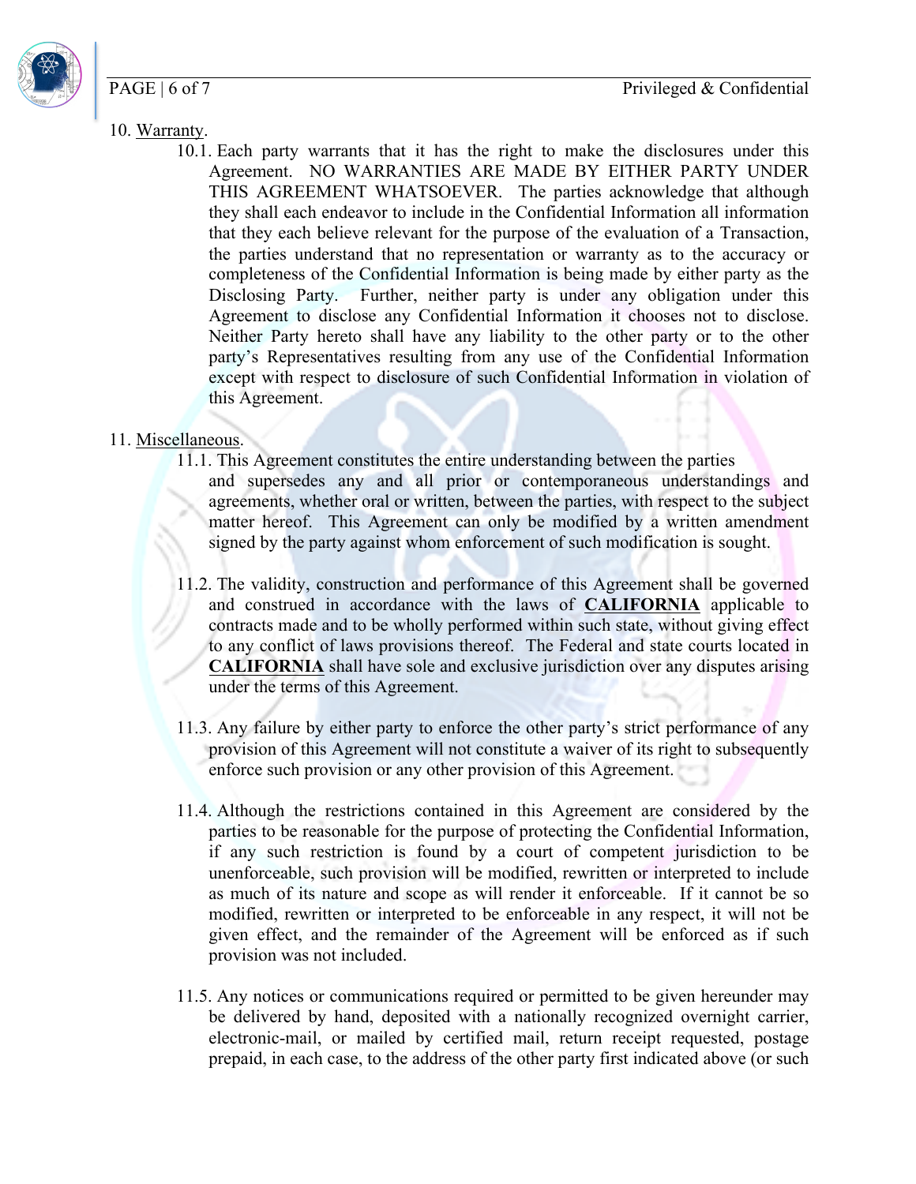10. <u>Warranty</u>.

10.1. Each party warrants that it has the right to make the disclosures under this Agreement. NO WARRANTIES ARE MADE BY EITHER PARTY UNDER THIS AGREEMENT WHATSOEVER. The parties acknowledge that although they shall each endeavor to include in the Confidential Information all information that they each believe relevant for the purpose of the evaluation of a Transaction, the parties understand that no representation or warranty as to the accuracy or completeness of the Confidential Information is being made by either party as the Disclosing Party. Further, neither party is under any obligation under this Agreement to disclose any Confidential Information it chooses not to disclose. Neither Party hereto shall have any liability to the other party or to the other party's Representatives resulting from any use of the Confidential Information except with respect to disclosure of such Confidential Information in violation of this Agreement.

11. <u>Miscellaneous</u>.

11.1. This Agreement constitutes the entire understanding between the parties and supersedes any and all prior or contemporaneous understandings and agreements, whether oral or written, between the parties, with respect to the subject matter hereof. This Agreement can only be modified by a written amendment signed by the party against whom enforcement of such modification is sought.

11.2. The validity, construction and performance of this Agreement shall be governed and construed in accordance with the laws of **<u>CALIFORNIA</u>** applicable to contracts made and to be wholly performed within such state, without giving effect to any conflict of laws provisions thereof. The Federal and state courts located in **<u>CALIFORNIA</u>** shall have sole and exclusive jurisdiction over any disputes arising under the terms of this Agreement.

11.3. Any failure by either party to enforce the other party's strict performance of any provision of this Agreement will not constitute a waiver of its right to subsequently enforce such provision or any other provision of this Agreement.

11.4. Although the restrictions contained in this Agreement are considered by the parties to be reasonable for the purpose of protecting the Confidential Information, if any such restriction is found by a court of competent jurisdiction to be unenforceable, such provision will be modified, rewritten or interpreted to include as much of its nature and scope as will render it enforceable. If it cannot be so modified, rewritten or interpreted to be enforceable in any respect, it will not be given effect, and the remainder of the Agreement will be enforced as if such provision was not included.

11.5. Any notices or communications required or permitted to be given hereunder may be delivered by hand, deposited with a nationally recognized overnight carrier, electronic-mail, or mailed by certified mail, return receipt requested, postage prepaid, in each case, to the address of the other party first indicated above (or such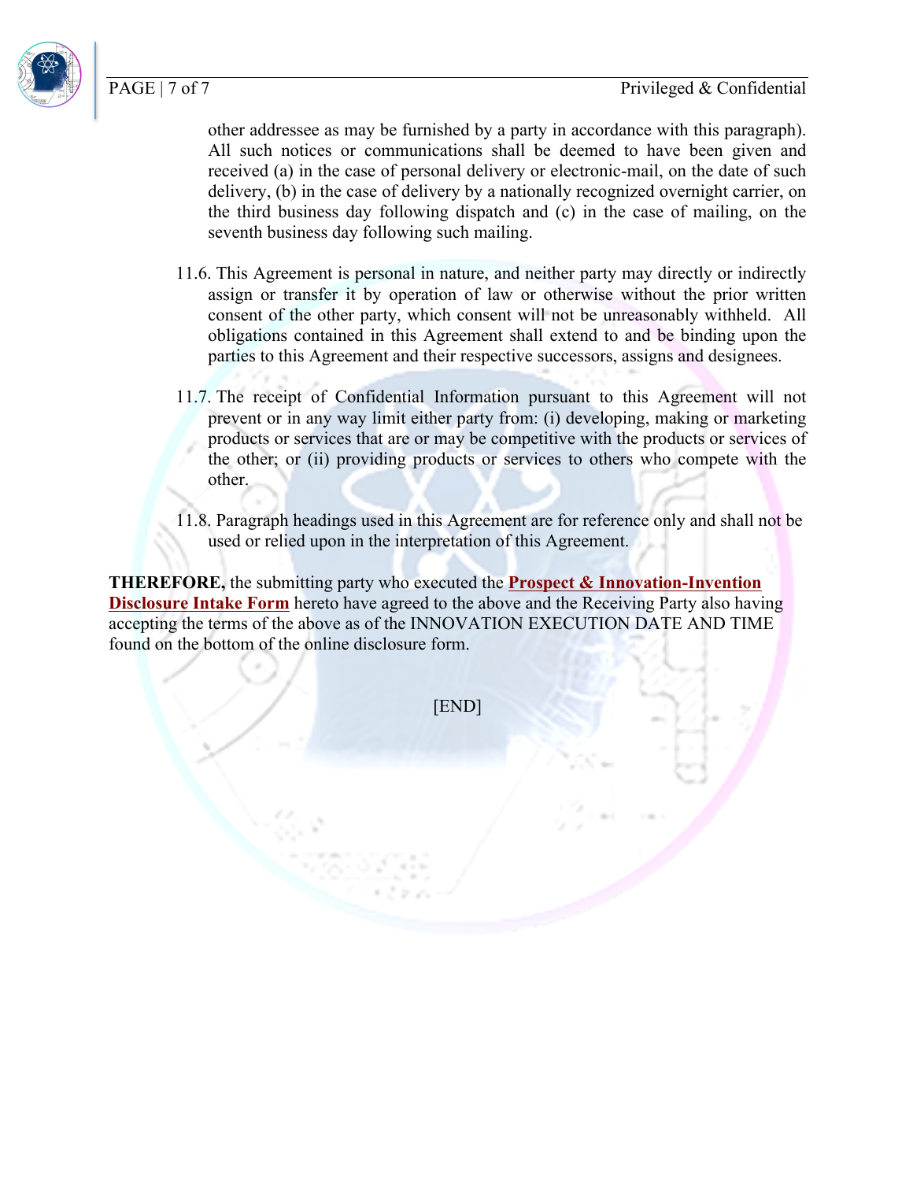other addressee as may be furnished by a party in accordance with this paragraph). All such notices or communications shall be deemed to have been given and received (a) in the case of personal delivery or electronic-mail, on the date of such delivery, (b) in the case of delivery by a nationally recognized overnight carrier, on the third business day following dispatch and (c) in the case of mailing, on the seventh business day following such mailing.

11.6. This Agreement is personal in nature, and neither party may directly or indirectly assign or transfer it by operation of law or otherwise without the prior written consent of the other party, which consent will not be unreasonably withheld. All obligations contained in this Agreement shall extend to and be binding upon the parties to this Agreement and their respective successors, assigns and designees.

11.7. The receipt of Confidential Information pursuant to this Agreement will not prevent or in any way limit either party from: (i) developing, making or marketing products or services that are or may be competitive with the products or services of the other; or (ii) providing products or services to others who compete with the other.

11.8. Paragraph headings used in this Agreement are for reference only and shall not be used or relied upon in the interpretation of this Agreement.

**THEREFORE,** the submitting party who executed the **Prospect & Innovation-Invention Disclosure Intake Form** hereto have agreed to the above and the Receiving Party also having accepting the terms of the above as of the INNOVATION EXECUTION DATE AND TIME found on the bottom of the online disclosure form.

[END]